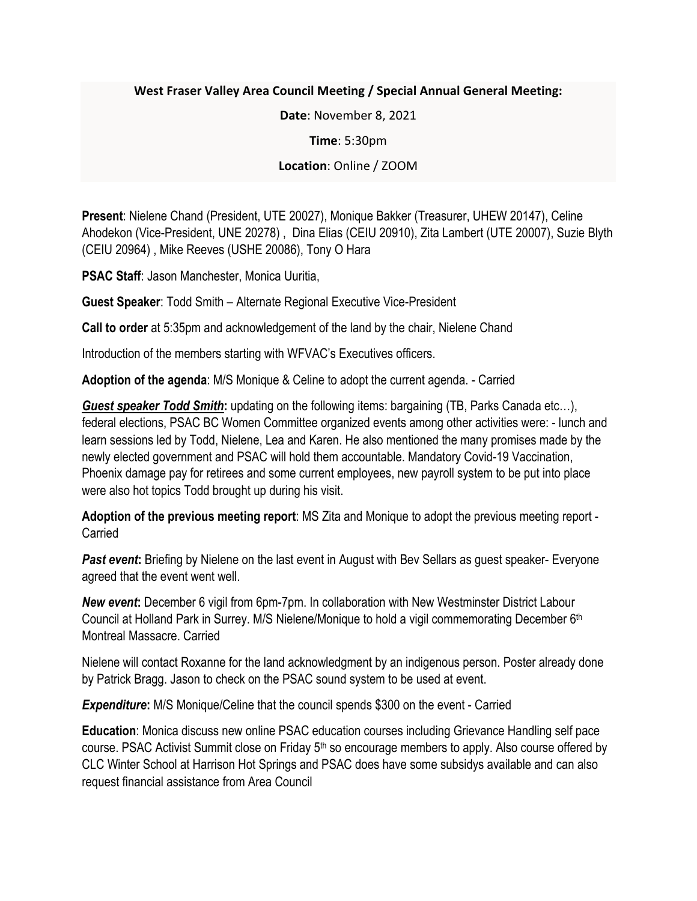**West Fraser Valley Area Council Meeting / Special Annual General Meeting:**

**Date**: November 8, 2021

**Time**: 5:30pm

**Location**: Online / ZOOM

**Present**: Nielene Chand (President, UTE 20027), Monique Bakker (Treasurer, UHEW 20147), Celine Ahodekon (Vice-President, UNE 20278) , Dina Elias (CEIU 20910), Zita Lambert (UTE 20007), Suzie Blyth (CEIU 20964) , Mike Reeves (USHE 20086), Tony O Hara

**PSAC Staff**: Jason Manchester, Monica Uuritia,

**Guest Speaker**: Todd Smith – Alternate Regional Executive Vice-President

**Call to order** at 5:35pm and acknowledgement of the land by the chair, Nielene Chand

Introduction of the members starting with WFVAC's Executives officers.

**Adoption of the agenda**: M/S Monique & Celine to adopt the current agenda. - Carried

***Guest speaker Todd Smith*:** updating on the following items: bargaining (TB, Parks Canada etc…), federal elections, PSAC BC Women Committee organized events among other activities were: - lunch and learn sessions led by Todd, Nielene, Lea and Karen. He also mentioned the many promises made by the newly elected government and PSAC will hold them accountable. Mandatory Covid-19 Vaccination, Phoenix damage pay for retirees and some current employees, new payroll system to be put into place were also hot topics Todd brought up during his visit.

**Adoption of the previous meeting report**: MS Zita and Monique to adopt the previous meeting report - Carried

***Past event*:** Briefing by Nielene on the last event in August with Bev Sellars as guest speaker- Everyone agreed that the event went well.

***New event*:** December 6 vigil from 6pm-7pm. In collaboration with New Westminster District Labour Council at Holland Park in Surrey. M/S Nielene/Monique to hold a vigil commemorating December 6th Montreal Massacre. Carried

Nielene will contact Roxanne for the land acknowledgment by an indigenous person. Poster already done by Patrick Bragg. Jason to check on the PSAC sound system to be used at event.

***Expenditure*:** M/S Monique/Celine that the council spends $300 on the event - Carried

**Education**: Monica discuss new online PSAC education courses including Grievance Handling self pace course. PSAC Activist Summit close on Friday 5th so encourage members to apply. Also course offered by CLC Winter School at Harrison Hot Springs and PSAC does have some subsidys available and can also request financial assistance from Area Council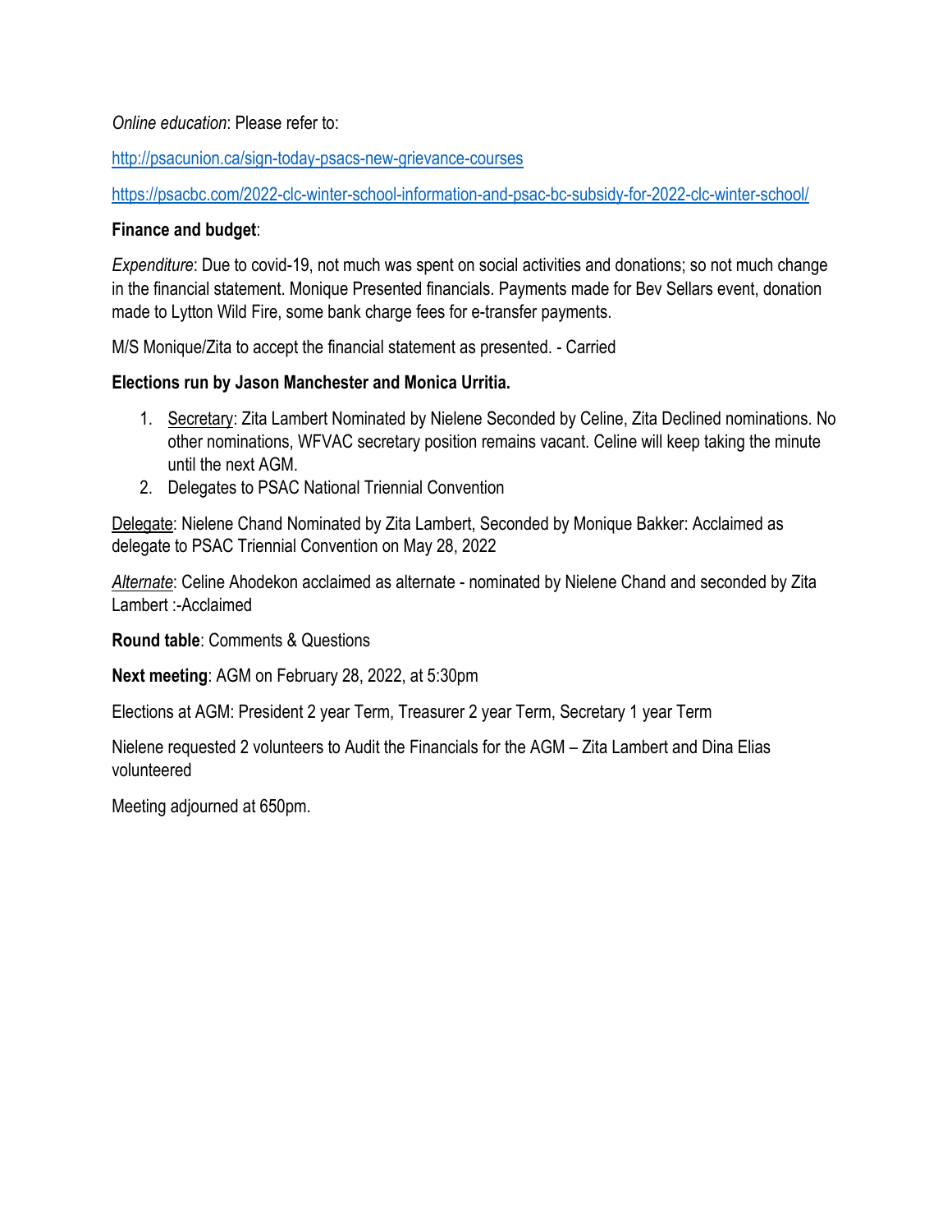*Online education*: Please refer to:

http://psacunion.ca/sign-today-psacs-new-grievance-courses

https://psacbc.com/2022-clc-winter-school-information-and-psac-bc-subsidy-for-2022-clc-winter-school/

**Finance and budget**:

*Expenditure*: Due to covid-19, not much was spent on social activities and donations; so not much change in the financial statement. Monique Presented financials. Payments made for Bev Sellars event, donation made to Lytton Wild Fire, some bank charge fees for e-transfer payments.

M/S Monique/Zita to accept the financial statement as presented. - Carried

**Elections run by Jason Manchester and Monica Urritia.**

1. Secretary: Zita Lambert Nominated by Nielene Seconded by Celine, Zita Declined nominations. No other nominations, WFVAC secretary position remains vacant. Celine will keep taking the minute until the next AGM.
2. Delegates to PSAC National Triennial Convention

Delegate: Nielene Chand Nominated by Zita Lambert, Seconded by Monique Bakker: Acclaimed as delegate to PSAC Triennial Convention on May 28, 2022

*Alternate*: Celine Ahodekon acclaimed as alternate - nominated by Nielene Chand and seconded by Zita Lambert :-Acclaimed

**Round table**: Comments & Questions

**Next meeting**: AGM on February 28, 2022, at 5:30pm

Elections at AGM: President 2 year Term, Treasurer 2 year Term, Secretary 1 year Term

Nielene requested 2 volunteers to Audit the Financials for the AGM – Zita Lambert and Dina Elias volunteered

Meeting adjourned at 650pm.